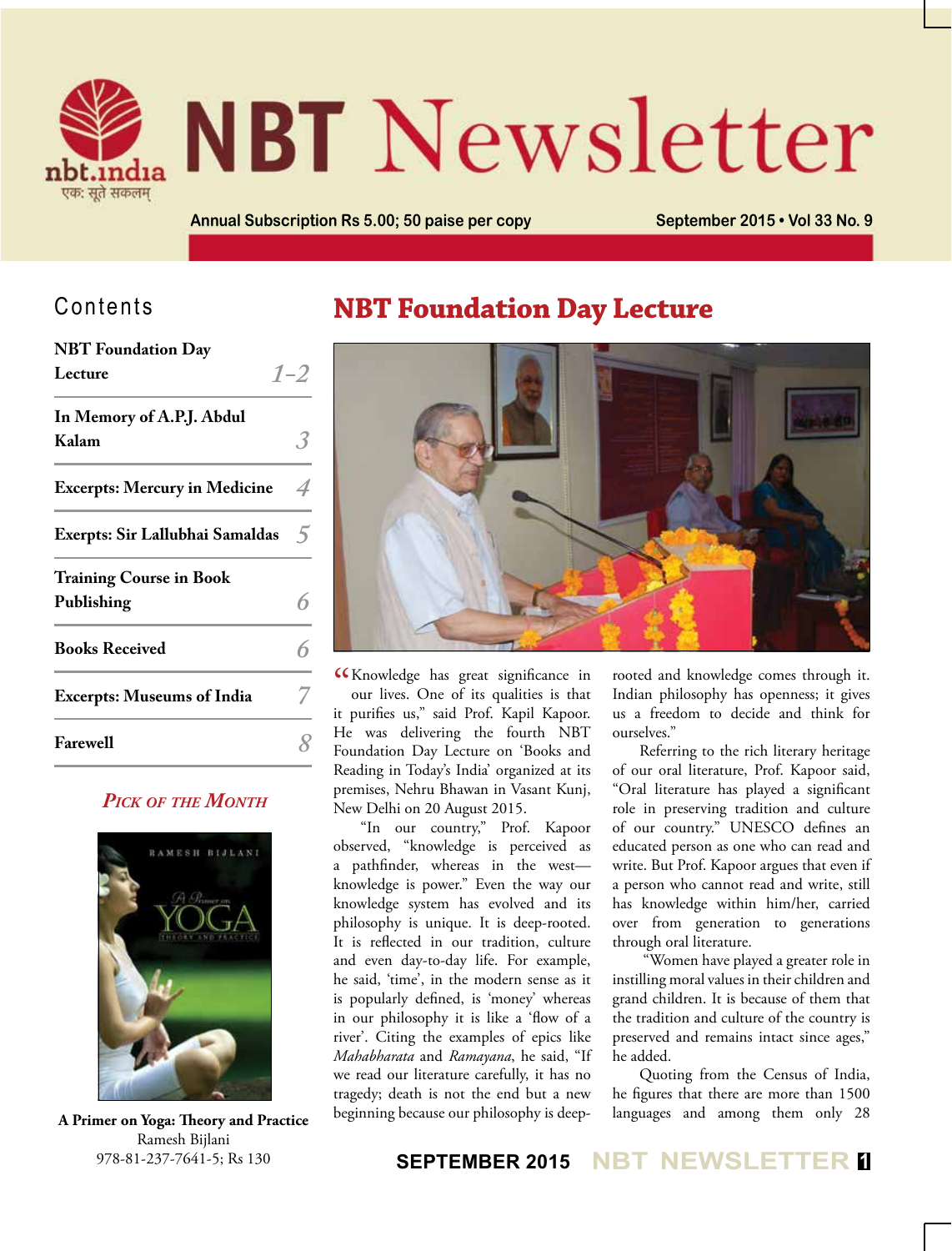# NBT Newsletter

nbt.india
एक: सूते सकलम्

Annual Subscription Rs 5.00; 50 paise per copy

September 2015 • Vol 33 No. 9

## Contents

| | |
|---|---|
| **NBT Foundation Day Lecture** | 1–2 |
| **In Memory of A.P.J. Abdul Kalam** | 3 |
| **Excerpts: Mercury in Medicine** | 4 |
| **Exerpts: Sir Lallubhai Samaldas** | 5 |
| **Training Course in Book Publishing** | 6 |
| **Books Received** | 6 |
| **Excerpts: Museums of India** | 7 |
| **Farewell** | 8 |

### *Pick of the Month*

**A Primer on Yoga: Theory and Practice**
Ramesh Bijlani
978-81-237-7641-5; Rs 130

# NBT Foundation Day Lecture

"Knowledge has great significance in our lives. One of its qualities is that it purifies us," said Prof. Kapil Kapoor. He was delivering the fourth NBT Foundation Day Lecture on 'Books and Reading in Today's India' organized at its premises, Nehru Bhawan in Vasant Kunj, New Delhi on 20 August 2015.

"In our country," Prof. Kapoor observed, "knowledge is perceived as a pathfinder, whereas in the west—knowledge is power." Even the way our knowledge system has evolved and its philosophy is unique. It is deep-rooted. It is reflected in our tradition, culture and even day-to-day life. For example, he said, 'time', in the modern sense as it is popularly defined, is 'money' whereas in our philosophy it is like a 'flow of a river'. Citing the examples of epics like *Mahabharata* and *Ramayana*, he said, "If we read our literature carefully, it has no tragedy; death is not the end but a new beginning because our philosophy is deep-rooted and knowledge comes through it. Indian philosophy has openness; it gives us a freedom to decide and think for ourselves."

Referring to the rich literary heritage of our oral literature, Prof. Kapoor said, "Oral literature has played a significant role in preserving tradition and culture of our country." UNESCO defines an educated person as one who can read and write. But Prof. Kapoor argues that even if a person who cannot read and write, still has knowledge within him/her, carried over from generation to generations through oral literature.

"Women have played a greater role in instilling moral values in their children and grand children. It is because of them that the tradition and culture of the country is preserved and remains intact since ages," he added.

Quoting from the Census of India, he figures that there are more than 1500 languages and among them only 28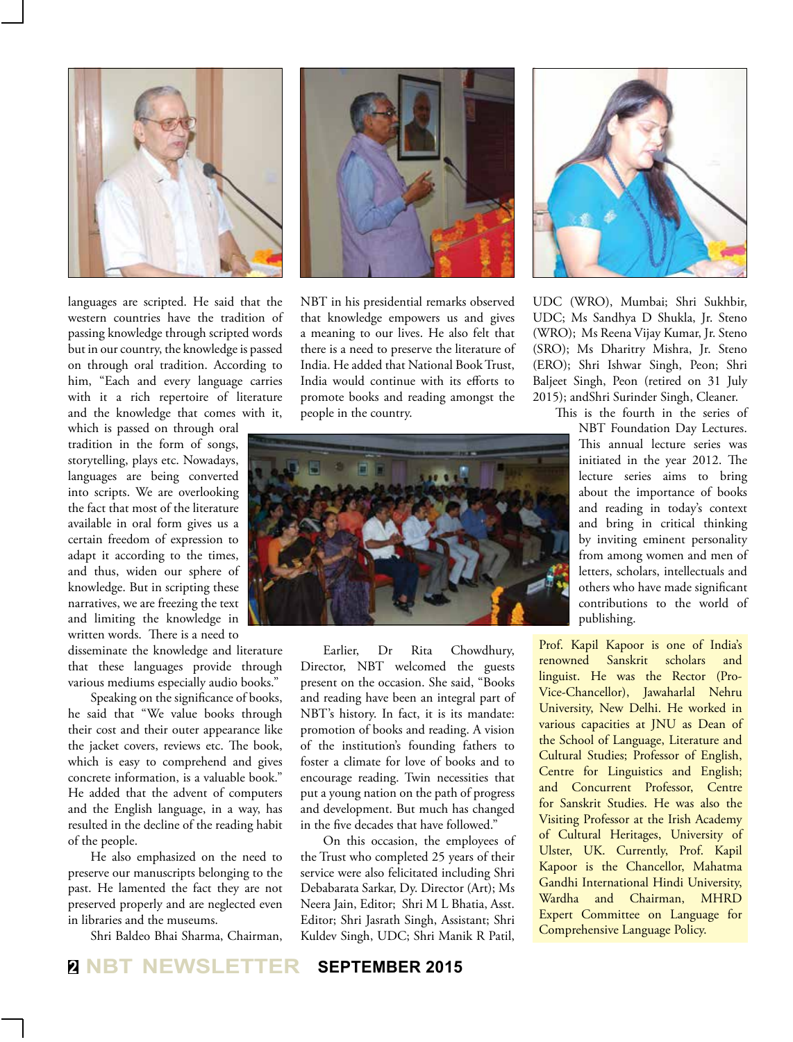languages are scripted. He said that the western countries have the tradition of passing knowledge through scripted words but in our country, the knowledge is passed on through oral tradition. According to him, "Each and every language carries with it a rich repertoire of literature and the knowledge that comes with it, which is passed on through oral tradition in the form of songs, storytelling, plays etc. Nowadays, languages are being converted into scripts. We are overlooking the fact that most of the literature available in oral form gives us a certain freedom of expression to adapt it according to the times, and thus, widen our sphere of knowledge. But in scripting these narratives, we are freezing the text and limiting the knowledge in written words. There is a need to disseminate the knowledge and literature that these languages provide through various mediums especially audio books."

Speaking on the significance of books, he said that "We value books through their cost and their outer appearance like the jacket covers, reviews etc. The book, which is easy to comprehend and gives concrete information, is a valuable book." He added that the advent of computers and the English language, in a way, has resulted in the decline of the reading habit of the people.

He also emphasized on the need to preserve our manuscripts belonging to the past. He lamented the fact they are not preserved properly and are neglected even in libraries and the museums.

Shri Baldeo Bhai Sharma, Chairman, NBT in his presidential remarks observed that knowledge empowers us and gives a meaning to our lives. He also felt that there is a need to preserve the literature of India. He added that National Book Trust, India would continue with its efforts to promote books and reading amongst the people in the country.

Earlier, Dr Rita Chowdhury, Director, NBT welcomed the guests present on the occasion. She said, "Books and reading have been an integral part of NBT's history. In fact, it is its mandate: promotion of books and reading. A vision of the institution's founding fathers to foster a climate for love of books and to encourage reading. Twin necessities that put a young nation on the path of progress and development. But much has changed in the five decades that have followed."

On this occasion, the employees of the Trust who completed 25 years of their service were also felicitated including Shri Debabarata Sarkar, Dy. Director (Art); Ms Neera Jain, Editor; Shri M L Bhatia, Asst. Editor; Shri Jasrath Singh, Assistant; Shri Kuldev Singh, UDC; Shri Manik R Patil, UDC (WRO), Mumbai; Shri Sukhbir, UDC; Ms Sandhya D Shukla, Jr. Steno (WRO); Ms Reena Vijay Kumar, Jr. Steno (SRO); Ms Dharitry Mishra, Jr. Steno (ERO); Shri Ishwar Singh, Peon; Shri Baljeet Singh, Peon (retired on 31 July 2015); andShri Surinder Singh, Cleaner.

This is the fourth in the series of NBT Foundation Day Lectures. This annual lecture series was initiated in the year 2012. The lecture series aims to bring about the importance of books and reading in today's context and bring in critical thinking by inviting eminent personality from among women and men of letters, scholars, intellectuals and others who have made significant contributions to the world of publishing.

Prof. Kapil Kapoor is one of India's renowned Sanskrit scholars and linguist. He was the Rector (Pro-Vice-Chancellor), Jawaharlal Nehru University, New Delhi. He worked in various capacities at JNU as Dean of the School of Language, Literature and Cultural Studies; Professor of English, Centre for Linguistics and English; and Concurrent Professor, Centre for Sanskrit Studies. He was also the Visiting Professor at the Irish Academy of Cultural Heritages, University of Ulster, UK. Currently, Prof. Kapil Kapoor is the Chancellor, Mahatma Gandhi International Hindi University, Wardha and Chairman, MHRD Expert Committee on Language for Comprehensive Language Policy.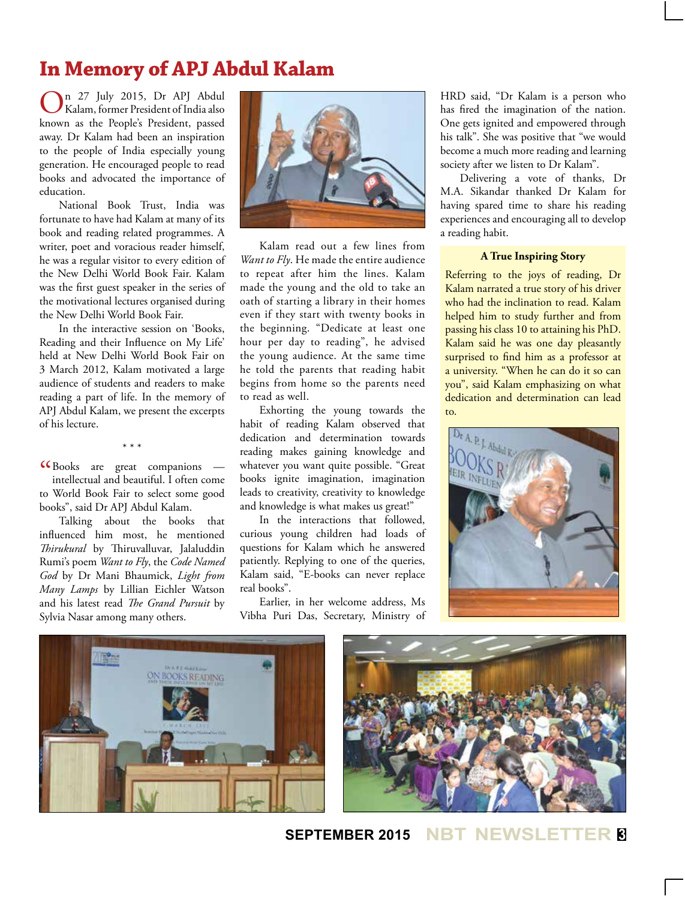# In Memory of APJ Abdul Kalam

On 27 July 2015, Dr APJ Abdul Kalam, former President of India also known as the People's President, passed away. Dr Kalam had been an inspiration to the people of India especially young generation. He encouraged people to read books and advocated the importance of education.

National Book Trust, India was fortunate to have had Kalam at many of its book and reading related programmes. A writer, poet and voracious reader himself, he was a regular visitor to every edition of the New Delhi World Book Fair. Kalam was the first guest speaker in the series of the motivational lectures organised during the New Delhi World Book Fair.

In the interactive session on 'Books, Reading and their Influence on My Life' held at New Delhi World Book Fair on 3 March 2012, Kalam motivated a large audience of students and readers to make reading a part of life. In the memory of APJ Abdul Kalam, we present the excerpts of his lecture.

\* \* \*

"Books are great companions — intellectual and beautiful. I often come to World Book Fair to select some good books", said Dr APJ Abdul Kalam.

Talking about the books that influenced him most, he mentioned *Thirukural* by Thiruvalluvar, Jalaluddin Rumi's poem *Want to Fly*, the *Code Named God* by Dr Mani Bhaumick, *Light from Many Lamps* by Lillian Eichler Watson and his latest read *The Grand Pursuit* by Sylvia Nasar among many others.

Kalam read out a few lines from *Want to Fly*. He made the entire audience to repeat after him the lines. Kalam made the young and the old to take an oath of starting a library in their homes even if they start with twenty books in the beginning. "Dedicate at least one hour per day to reading", he advised the young audience. At the same time he told the parents that reading habit begins from home so the parents need to read as well.

Exhorting the young towards the habit of reading Kalam observed that dedication and determination towards reading makes gaining knowledge and whatever you want quite possible. "Great books ignite imagination, imagination leads to creativity, creativity to knowledge and knowledge is what makes us great!"

In the interactions that followed, curious young children had loads of questions for Kalam which he answered patiently. Replying to one of the queries, Kalam said, "E-books can never replace real books".

Earlier, in her welcome address, Ms Vibha Puri Das, Secretary, Ministry of HRD said, "Dr Kalam is a person who has fired the imagination of the nation. One gets ignited and empowered through his talk". She was positive that "we would become a much more reading and learning society after we listen to Dr Kalam".

Delivering a vote of thanks, Dr M.A. Sikandar thanked Dr Kalam for having spared time to share his reading experiences and encouraging all to develop a reading habit.

### A True Inspiring Story

Referring to the joys of reading, Dr Kalam narrated a true story of his driver who had the inclination to read. Kalam helped him to study further and from passing his class 10 to attaining his PhD. Kalam said he was one day pleasantly surprised to find him as a professor at a university. "When he can do it so can you", said Kalam emphasizing on what dedication and determination can lead to.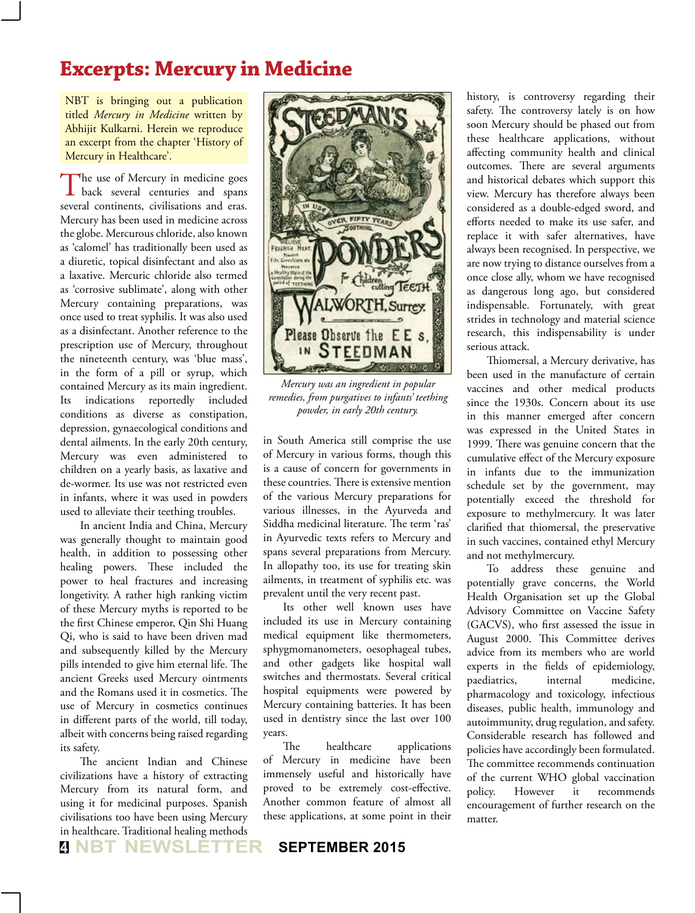# Excerpts: Mercury in Medicine

NBT is bringing out a publication titled *Mercury in Medicine* written by Abhijit Kulkarni. Herein we reproduce an excerpt from the chapter 'History of Mercury in Healthcare'.

The use of Mercury in medicine goes back several centuries and spans several continents, civilisations and eras. Mercury has been used in medicine across the globe. Mercurous chloride, also known as 'calomel' has traditionally been used as a diuretic, topical disinfectant and also as a laxative. Mercuric chloride also termed as 'corrosive sublimate', along with other Mercury containing preparations, was once used to treat syphilis. It was also used as a disinfectant. Another reference to the prescription use of Mercury, throughout the nineteenth century, was 'blue mass', in the form of a pill or syrup, which contained Mercury as its main ingredient. Its indications reportedly included conditions as diverse as constipation, depression, gynaecological conditions and dental ailments. In the early 20th century, Mercury was even administered to children on a yearly basis, as laxative and de-wormer. Its use was not restricted even in infants, where it was used in powders used to alleviate their teething troubles.

In ancient India and China, Mercury was generally thought to maintain good health, in addition to possessing other healing powers. These included the power to heal fractures and increasing longevity. A rather high ranking victim of these Mercury myths is reported to be the first Chinese emperor, Qin Shi Huang Qi, who is said to have been driven mad and subsequently killed by the Mercury pills intended to give him eternal life. The ancient Greeks used Mercury ointments and the Romans used it in cosmetics. The use of Mercury in cosmetics continues in different parts of the world, till today, albeit with concerns being raised regarding its safety.

The ancient Indian and Chinese civilizations have a history of extracting Mercury from its natural form, and using it for medicinal purposes. Spanish civilisations too have been using Mercury in healthcare. Traditional healing methods in South America still comprise the use of Mercury in various forms, though this is a cause of concern for governments in these countries. There is extensive mention of the various Mercury preparations for various illnesses, in the Ayurveda and Siddha medicinal literature. The term 'ras' in Ayurvedic texts refers to Mercury and spans several preparations from Mercury. In allopathy too, its use for treating skin ailments, in treatment of syphilis etc. was prevalent until the very recent past.

*Mercury was an ingredient in popular remedies, from purgatives to infants' teething powder, in early 20th century.*

Its other well known uses have included its use in Mercury containing medical equipment like thermometers, sphygmomanometers, oesophageal tubes, and other gadgets like hospital wall switches and thermostats. Several critical hospital equipments were powered by Mercury containing batteries. It has been used in dentistry since the last over 100 years.

The healthcare applications of Mercury in medicine have been immensely useful and historically have proved to be extremely cost-effective. Another common feature of almost all these applications, at some point in their history, is controversy regarding their safety. The controversy lately is on how soon Mercury should be phased out from these healthcare applications, without affecting community health and clinical outcomes. There are several arguments and historical debates which support this view. Mercury has therefore always been considered as a double-edged sword, and efforts needed to make its use safer, and replace it with safer alternatives, have always been recognised. In perspective, we are now trying to distance ourselves from a once close ally, whom we have recognised as dangerous long ago, but considered indispensable. Fortunately, with great strides in technology and material science research, this indispensability is under serious attack.

Thiomersal, a Mercury derivative, has been used in the manufacture of certain vaccines and other medical products since the 1930s. Concern about its use in this manner emerged after concern was expressed in the United States in 1999. There was genuine concern that the cumulative effect of the Mercury exposure in infants due to the immunization schedule set by the government, may potentially exceed the threshold for exposure to methylmercury. It was later clarified that thiomersal, the preservative in such vaccines, contained ethyl Mercury and not methylmercury.

To address these genuine and potentially grave concerns, the World Health Organisation set up the Global Advisory Committee on Vaccine Safety (GACVS), who first assessed the issue in August 2000. This Committee derives advice from its members who are world experts in the fields of epidemiology, paediatrics, internal medicine, pharmacology and toxicology, infectious diseases, public health, immunology and autoimmunity, drug regulation, and safety. Considerable research has followed and policies have accordingly been formulated. The committee recommends continuation of the current WHO global vaccination policy. However it recommends encouragement of further research on the matter.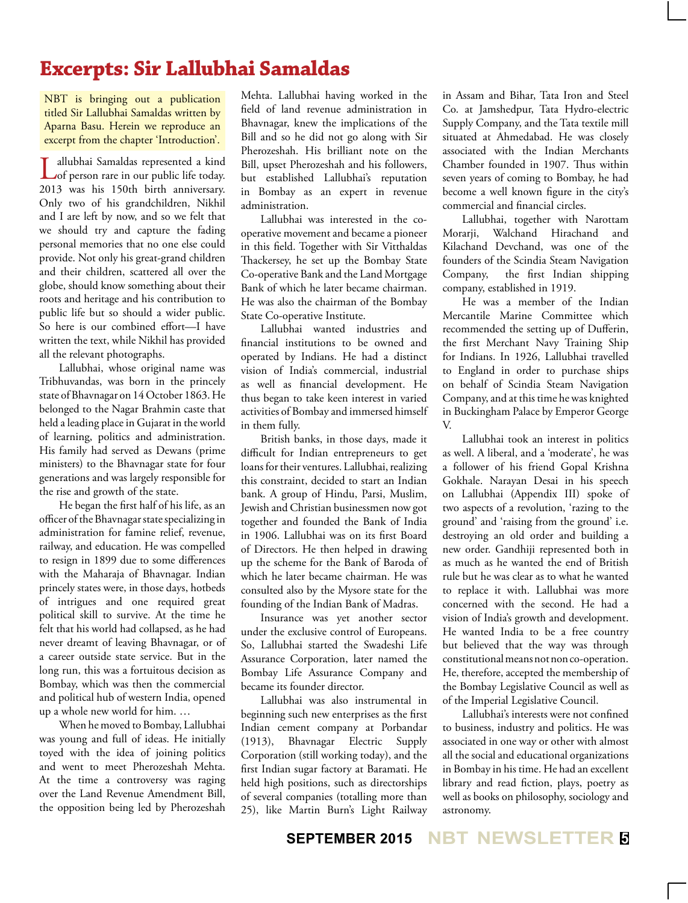# Excerpts: Sir Lallubhai Samaldas

NBT is bringing out a publication titled Sir Lallubhai Samaldas written by Aparna Basu. Herein we reproduce an excerpt from the chapter 'Introduction'.

Lallubhai Samaldas represented a kind of person rare in our public life today. 2013 was his 150th birth anniversary. Only two of his grandchildren, Nikhil and I are left by now, and so we felt that we should try and capture the fading personal memories that no one else could provide. Not only his great-grand children and their children, scattered all over the globe, should know something about their roots and heritage and his contribution to public life but so should a wider public. So here is our combined effort—I have written the text, while Nikhil has provided all the relevant photographs.

Lallubhai, whose original name was Tribhuvandas, was born in the princely state of Bhavnagar on 14 October 1863. He belonged to the Nagar Brahmin caste that held a leading place in Gujarat in the world of learning, politics and administration. His family had served as Dewans (prime ministers) to the Bhavnagar state for four generations and was largely responsible for the rise and growth of the state.

He began the first half of his life, as an officer of the Bhavnagar state specializing in administration for famine relief, revenue, railway, and education. He was compelled to resign in 1899 due to some differences with the Maharaja of Bhavnagar. Indian princely states were, in those days, hotbeds of intrigues and one required great political skill to survive. At the time he felt that his world had collapsed, as he had never dreamt of leaving Bhavnagar, or of a career outside state service. But in the long run, this was a fortuitous decision as Bombay, which was then the commercial and political hub of western India, opened up a whole new world for him. …

When he moved to Bombay, Lallubhai was young and full of ideas. He initially toyed with the idea of joining politics and went to meet Pherozeshah Mehta. At the time a controversy was raging over the Land Revenue Amendment Bill, the opposition being led by Pherozeshah Mehta. Lallubhai having worked in the field of land revenue administration in Bhavnagar, knew the implications of the Bill and so he did not go along with Sir Pherozeshah. His brilliant note on the Bill, upset Pherozeshah and his followers, but established Lallubhai's reputation in Bombay as an expert in revenue administration.

Lallubhai was interested in the co-operative movement and became a pioneer in this field. Together with Sir Vitthaldas Thackersey, he set up the Bombay State Co-operative Bank and the Land Mortgage Bank of which he later became chairman. He was also the chairman of the Bombay State Co-operative Institute.

Lallubhai wanted industries and financial institutions to be owned and operated by Indians. He had a distinct vision of India's commercial, industrial as well as financial development. He thus began to take keen interest in varied activities of Bombay and immersed himself in them fully.

British banks, in those days, made it difficult for Indian entrepreneurs to get loans for their ventures. Lallubhai, realizing this constraint, decided to start an Indian bank. A group of Hindu, Parsi, Muslim, Jewish and Christian businessmen now got together and founded the Bank of India in 1906. Lallubhai was on its first Board of Directors. He then helped in drawing up the scheme for the Bank of Baroda of which he later became chairman. He was consulted also by the Mysore state for the founding of the Indian Bank of Madras.

Insurance was yet another sector under the exclusive control of Europeans. So, Lallubhai started the Swadeshi Life Assurance Corporation, later named the Bombay Life Assurance Company and became its founder director.

Lallubhai was also instrumental in beginning such new enterprises as the first Indian cement company at Porbandar (1913), Bhavnagar Electric Supply Corporation (still working today), and the first Indian sugar factory at Baramati. He held high positions, such as directorships of several companies (totalling more than 25), like Martin Burn's Light Railway in Assam and Bihar, Tata Iron and Steel Co. at Jamshedpur, Tata Hydro-electric Supply Company, and the Tata textile mill situated at Ahmedabad. He was closely associated with the Indian Merchants Chamber founded in 1907. Thus within seven years of coming to Bombay, he had become a well known figure in the city's commercial and financial circles.

Lallubhai, together with Narottam Morarji, Walchand Hirachand and Kilachand Devchand, was one of the founders of the Scindia Steam Navigation Company, the first Indian shipping company, established in 1919.

He was a member of the Indian Mercantile Marine Committee which recommended the setting up of Dufferin, the first Merchant Navy Training Ship for Indians. In 1926, Lallubhai travelled to England in order to purchase ships on behalf of Scindia Steam Navigation Company, and at this time he was knighted in Buckingham Palace by Emperor George V.

Lallubhai took an interest in politics as well. A liberal, and a 'moderate', he was a follower of his friend Gopal Krishna Gokhale. Narayan Desai in his speech on Lallubhai (Appendix III) spoke of two aspects of a revolution, 'razing to the ground' and 'raising from the ground' i.e. destroying an old order and building a new order. Gandhiji represented both in as much as he wanted the end of British rule but he was clear as to what he wanted to replace it with. Lallubhai was more concerned with the second. He had a vision of India's growth and development. He wanted India to be a free country but believed that the way was through constitutional means not non co-operation. He, therefore, accepted the membership of the Bombay Legislative Council as well as of the Imperial Legislative Council.

Lallubhai's interests were not confined to business, industry and politics. He was associated in one way or other with almost all the social and educational organizations in Bombay in his time. He had an excellent library and read fiction, plays, poetry as well as books on philosophy, sociology and astronomy.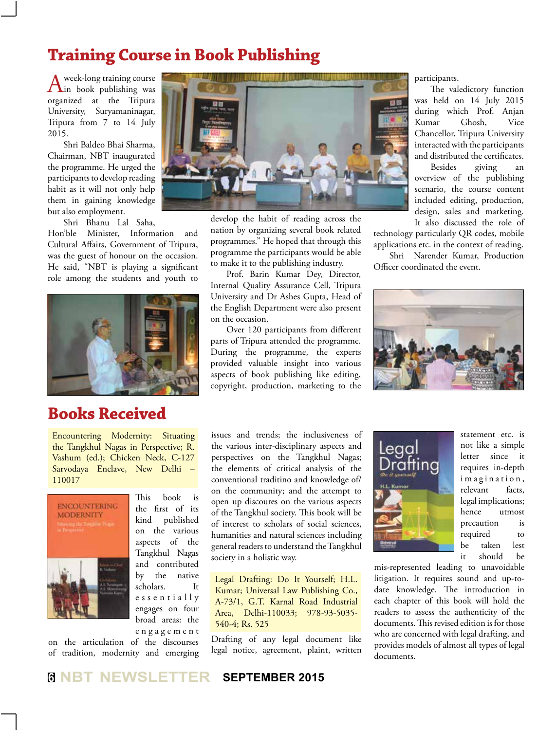# Training Course in Book Publishing

A week-long training course in book publishing was organized at the Tripura University, Suryamaninagar, Tripura from 7 to 14 July 2015.

Shri Baldeo Bhai Sharma, Chairman, NBT inaugurated the programme. He urged the participants to develop reading habit as it will not only help them in gaining knowledge but also employment.

Shri Bhanu Lal Saha, Hon'ble Minister, Information and Cultural Affairs, Government of Tripura, was the guest of honour on the occasion. He said, "NBT is playing a significant role among the students and youth to develop the habit of reading across the nation by organizing several book related programmes." He hoped that through this programme the participants would be able to make it to the publishing industry.

Prof. Barin Kumar Dey, Director, Internal Quality Assurance Cell, Tripura University and Dr Ashes Gupta, Head of the English Department were also present on the occasion.

Over 120 participants from different parts of Tripura attended the programme. During the programme, the experts provided valuable insight into various aspects of book publishing like editing, copyright, production, marketing to the participants.

The valedictory function was held on 14 July 2015 during which Prof. Anjan Kumar Ghosh, Vice Chancellor, Tripura University interacted with the participants and distributed the certificates.

Besides giving an overview of the publishing scenario, the course content included editing, production, design, sales and marketing. It also discussed the role of technology particularly QR codes, mobile applications etc. in the context of reading.

Shri Narender Kumar, Production Officer coordinated the event.

# Books Received

**Encountering Modernity: Situating the Tangkhul Nagas in Perspective; R. Vashum (ed.); Chicken Neck, C-127 Sarvodaya Enclave, New Delhi – 110017**

This book is the first of its kind published on the various aspects of the Tangkhul Nagas and contributed by the native scholars. It essentially engages on four broad areas: the engagement on the articulation of the discourses of tradition, modernity and emerging issues and trends; the inclusiveness of the various inter-disciplinary aspects and perspectives on the Tangkhul Nagas; the elements of critical analysis of the conventional traditino and knowledge of/on the community; and the attempt to open up discoures on the various aspects of the Tangkhul society. This book will be of interest to scholars of social sciences, humanities and natural sciences including general readers to understand the Tangkhul society in a holistic way.

**Legal Drafting: Do It Yourself; H.L. Kumar; Universal Law Publishing Co., A-73/1, G.T. Karnal Road Industrial Area, Delhi-110033; 978-93-5035-540-4; Rs. 525**

Drafting of any legal document like legal notice, agreement, plaint, written statement etc. is not like a simple letter since it requires in-depth imagination, relevant facts, legal implications; hence utmost precaution is required to be taken lest it should be mis-represented leading to unavoidable litigation. It requires sound and up-to-date knowledge. The introduction in each chapter of this book will hold the readers to assess the authenticity of the documents. This revised edition is for those who are concerned with legal drafting, and provides models of almost all types of legal documents.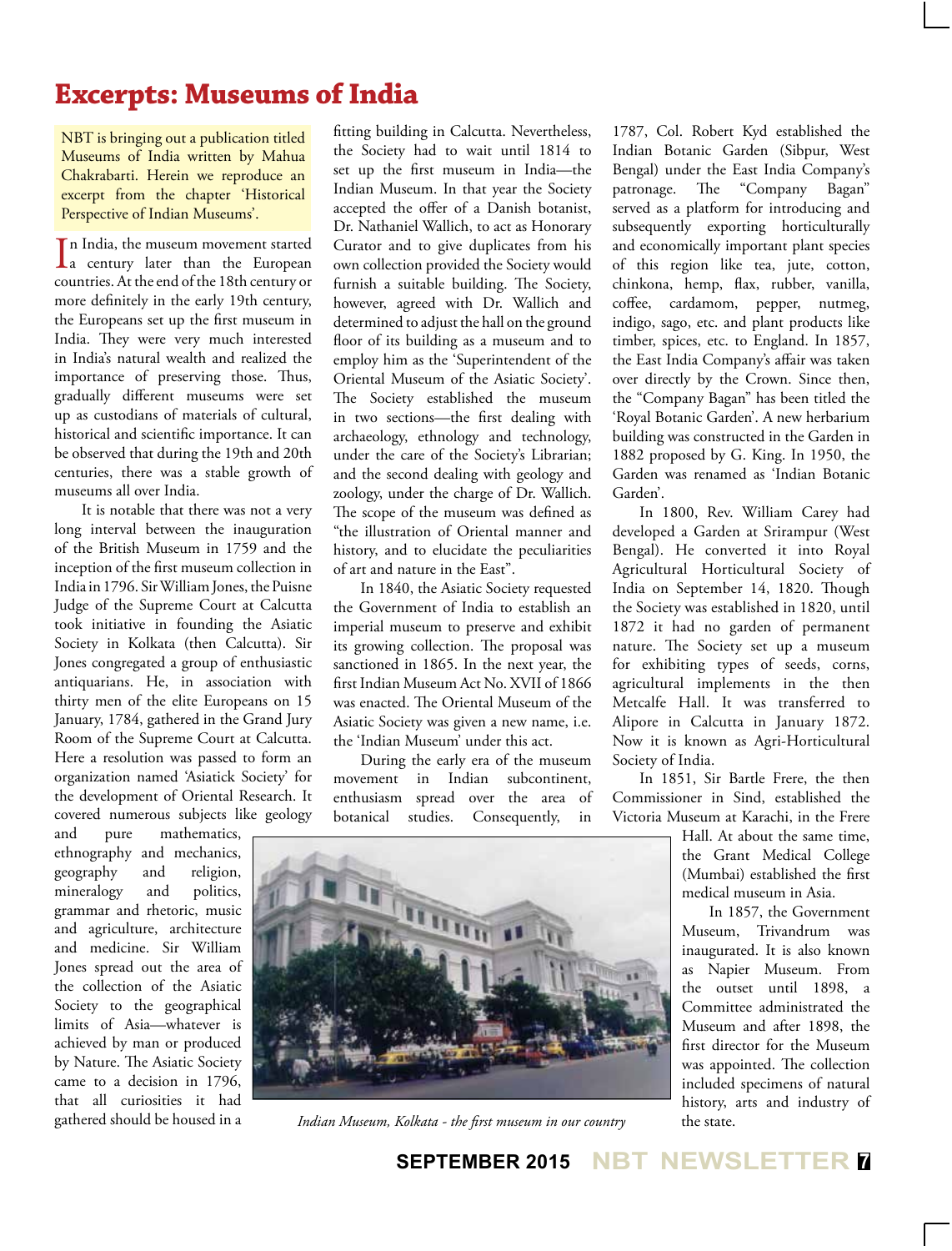# Excerpts: Museums of India

NBT is bringing out a publication titled Museums of India written by Mahua Chakrabarti. Herein we reproduce an excerpt from the chapter 'Historical Perspective of Indian Museums'.

In India, the museum movement started a century later than the European countries. At the end of the 18th century or more definitely in the early 19th century, the Europeans set up the first museum in India. They were very much interested in India's natural wealth and realized the importance of preserving those. Thus, gradually different museums were set up as custodians of materials of cultural, historical and scientific importance. It can be observed that during the 19th and 20th centuries, there was a stable growth of museums all over India.

It is notable that there was not a very long interval between the inauguration of the British Museum in 1759 and the inception of the first museum collection in India in 1796. Sir William Jones, the Puisne Judge of the Supreme Court at Calcutta took initiative in founding the Asiatic Society in Kolkata (then Calcutta). Sir Jones congregated a group of enthusiastic antiquarians. He, in association with thirty men of the elite Europeans on 15 January, 1784, gathered in the Grand Jury Room of the Supreme Court at Calcutta. Here a resolution was passed to form an organization named 'Asiatick Society' for the development of Oriental Research. It covered numerous subjects like geology and pure mathematics, ethnography and mechanics, geography and religion, mineralogy and politics, grammar and rhetoric, music and agriculture, architecture and medicine. Sir William Jones spread out the area of the collection of the Asiatic Society to the geographical limits of Asia—whatever is achieved by man or produced by Nature. The Asiatic Society came to a decision in 1796, that all curiosities it had gathered should be housed in a fitting building in Calcutta. Nevertheless, the Society had to wait until 1814 to set up the first museum in India—the Indian Museum. In that year the Society accepted the offer of a Danish botanist, Dr. Nathaniel Wallich, to act as Honorary Curator and to give duplicates from his own collection provided the Society would furnish a suitable building. The Society, however, agreed with Dr. Wallich and determined to adjust the hall on the ground floor of its building as a museum and to employ him as the 'Superintendent of the Oriental Museum of the Asiatic Society'. The Society established the museum in two sections—the first dealing with archaeology, ethnology and technology, under the care of the Society's Librarian; and the second dealing with geology and zoology, under the charge of Dr. Wallich. The scope of the museum was defined as "the illustration of Oriental manner and history, and to elucidate the peculiarities of art and nature in the East".

In 1840, the Asiatic Society requested the Government of India to establish an imperial museum to preserve and exhibit its growing collection. The proposal was sanctioned in 1865. In the next year, the first Indian Museum Act No. XVII of 1866 was enacted. The Oriental Museum of the Asiatic Society was given a new name, i.e. the 'Indian Museum' under this act.

During the early era of the museum movement in Indian subcontinent, enthusiasm spread over the area of botanical studies. Consequently, in 1787, Col. Robert Kyd established the Indian Botanic Garden (Sibpur, West Bengal) under the East India Company's patronage. The "Company Bagan" served as a platform for introducing and subsequently exporting horticulturally and economically important plant species of this region like tea, jute, cotton, chinkona, hemp, flax, rubber, vanilla, coffee, cardamom, pepper, nutmeg, indigo, sago, etc. and plant products like timber, spices, etc. to England. In 1857, the East India Company's affair was taken over directly by the Crown. Since then, the "Company Bagan" has been titled the 'Royal Botanic Garden'. A new herbarium building was constructed in the Garden in 1882 proposed by G. King. In 1950, the Garden was renamed as 'Indian Botanic Garden'.

In 1800, Rev. William Carey had developed a Garden at Srirampur (West Bengal). He converted it into Royal Agricultural Horticultural Society of India on September 14, 1820. Though the Society was established in 1820, until 1872 it had no garden of permanent nature. The Society set up a museum for exhibiting types of seeds, corns, agricultural implements in the then Metcalfe Hall. It was transferred to Alipore in Calcutta in January 1872. Now it is known as Agri-Horticultural Society of India.

In 1851, Sir Bartle Frere, the then Commissioner in Sind, established the Victoria Museum at Karachi, in the Frere Hall. At about the same time, the Grant Medical College (Mumbai) established the first medical museum in Asia.

In 1857, the Government Museum, Trivandrum was inaugurated. It is also known as Napier Museum. From the outset until 1898, a Committee administrated the Museum and after 1898, the first director for the Museum was appointed. The collection included specimens of natural history, arts and industry of the state.

*Indian Museum, Kolkata - the first museum in our country*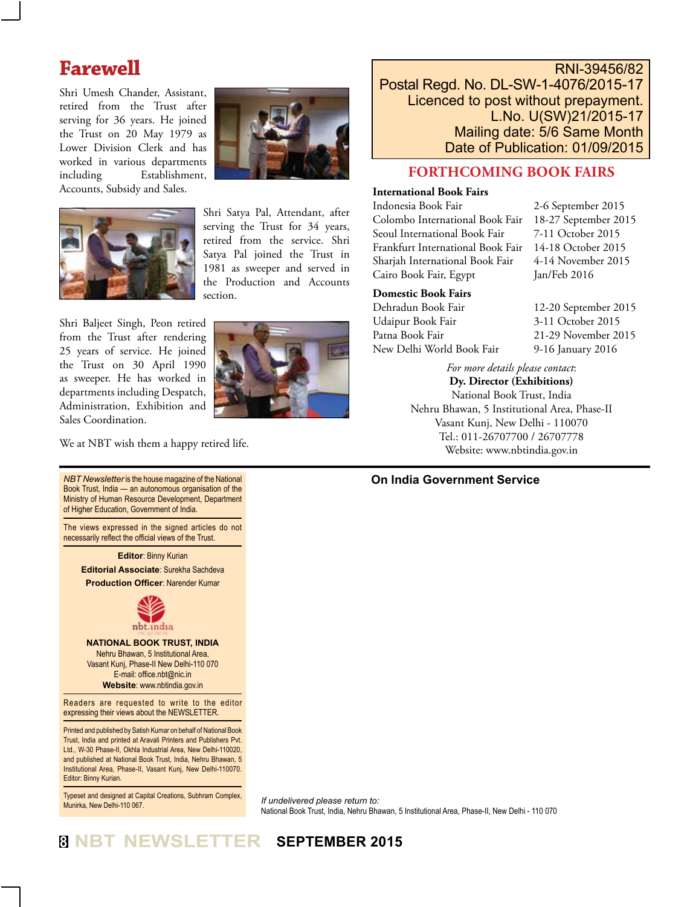# Farewell

Shri Umesh Chander, Assistant, retired from the Trust after serving for 36 years. He joined the Trust on 20 May 1979 as Lower Division Clerk and has worked in various departments including Establishment, Accounts, Subsidy and Sales.

Shri Satya Pal, Attendant, after serving the Trust for 34 years, retired from the service. Shri Satya Pal joined the Trust in 1981 as sweeper and served in the Production and Accounts section.

Shri Baljeet Singh, Peon retired from the Trust after rendering 25 years of service. He joined the Trust on 30 April 1990 as sweeper. He has worked in departments including Despatch, Administration, Exhibition and Sales Coordination.

We at NBT wish them a happy retired life.

RNI-39456/82
Postal Regd. No. DL-SW-1-4076/2015-17
Licenced to post without prepayment.
L.No. U(SW)21/2015-17
Mailing date: 5/6 Same Month
Date of Publication: 01/09/2015

## FORTHCOMING BOOK FAIRS

**International Book Fairs**

| | |
|---|---|
| Indonesia Book Fair | 2-6 September 2015 |
| Colombo International Book Fair | 18-27 September 2015 |
| Seoul International Book Fair | 7-11 October 2015 |
| Frankfurt International Book Fair | 14-18 October 2015 |
| Sharjah International Book Fair | 4-14 November 2015 |
| Cairo Book Fair, Egypt | Jan/Feb 2016 |

**Domestic Book Fairs**

| | |
|---|---|
| Dehradun Book Fair | 12-20 September 2015 |
| Udaipur Book Fair | 3-11 October 2015 |
| Patna Book Fair | 21-29 November 2015 |
| New Delhi World Book Fair | 9-16 January 2016 |

*For more details please contact*:
**Dy. Director (Exhibitions)**
National Book Trust, India
Nehru Bhawan, 5 Institutional Area, Phase-II
Vasant Kunj, New Delhi - 110070
Tel.: 011-26707700 / 26707778
Website: www.nbtindia.gov.in

*NBT Newsletter* is the house magazine of the National Book Trust, India — an autonomous organisation of the Ministry of Human Resource Development, Department of Higher Education, Government of India.

The views expressed in the signed articles do not necessarily reflect the official views of the Trust.

**Editor**: Binny Kurian
**Editorial Associate**: Surekha Sachdeva
**Production Officer**: Narender Kumar

**NATIONAL BOOK TRUST, INDIA**
Nehru Bhawan, 5 Institutional Area,
Vasant Kunj, Phase-II New Delhi-110 070
E-mail: office.nbt@nic.in
**Website**: www.nbtindia.gov.in

Readers are requested to write to the editor expressing their views about the NEWSLETTER.

Printed and published by Satish Kumar on behalf of National Book Trust, India and printed at Aravali Printers and Publishers Pvt. Ltd., W-30 Phase-II, Okhla Industrial Area, New Delhi-110020, and published at National Book Trust, India, Nehru Bhawan, 5 Institutional Area, Phase-II, Vasant Kunj, New Delhi-110070. Editor: Binny Kurian.

Typeset and designed at Capital Creations, Subhram Complex, Munirka, New Delhi-110 067.

**On India Government Service**

*If undelivered please return to:*
National Book Trust, India, Nehru Bhawan, 5 Institutional Area, Phase-II, New Delhi - 110 070